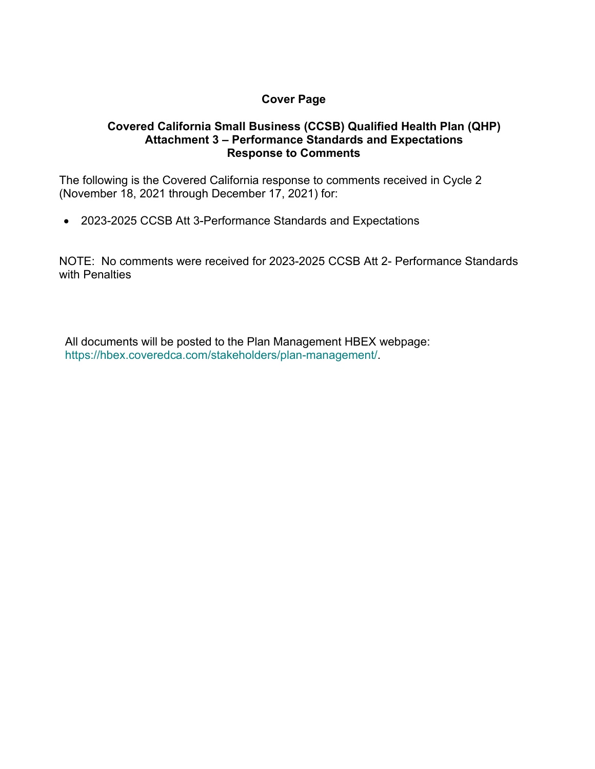## Cover Page

### Covered California Small Business (CCSB) Qualified Health Plan (QHP) Attachment 3 – Performance Standards and Expectations Response to Comments

The following is the Covered California response to comments received in Cycle 2 (November 18, 2021 through December 17, 2021) for:

- 2023-2025 CCSB Att 3-Performance Standards and Expectations

NOTE: No comments were received for 2023-2025 CCSB Att 2- Performance Standards with Penalties

All documents will be posted to the Plan Management HBEX webpage: https://hbex.coveredca.com/stakeholders/plan-management/.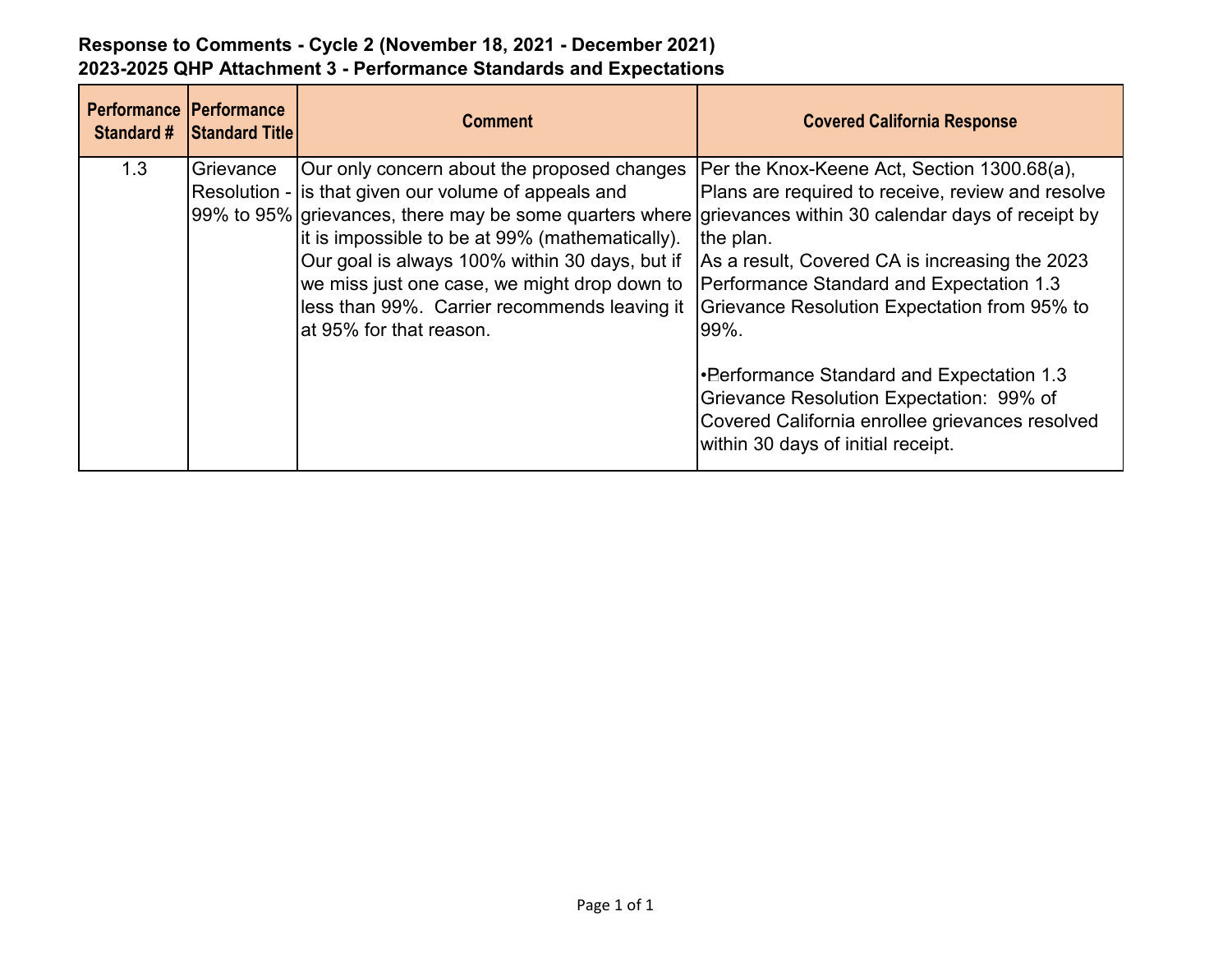**Response to Comments - Cycle 2 (November 18, 2021 - December 2021)**
**2023-2025 QHP Attachment 3 - Performance Standards and Expectations**

| Performance Standard # | Performance Standard Title | Comment | Covered California Response |
|---|---|---|---|
| 1.3 | Grievance Resolution - 99% to 95% | Our only concern about the proposed changes is that given our volume of appeals and grievances, there may be some quarters where it is impossible to be at 99% (mathematically). Our goal is always 100% within 30 days, but if we miss just one case, we might drop down to less than 99%. Carrier recommends leaving it at 95% for that reason. | Per the Knox-Keene Act, Section 1300.68(a), Plans are required to receive, review and resolve grievances within 30 calendar days of receipt by the plan.<br>As a result, Covered CA is increasing the 2023 Performance Standard and Expectation 1.3 Grievance Resolution Expectation from 95% to 99%.<br><br>•Performance Standard and Expectation 1.3 Grievance Resolution Expectation: 99% of Covered California enrollee grievances resolved within 30 days of initial receipt. |